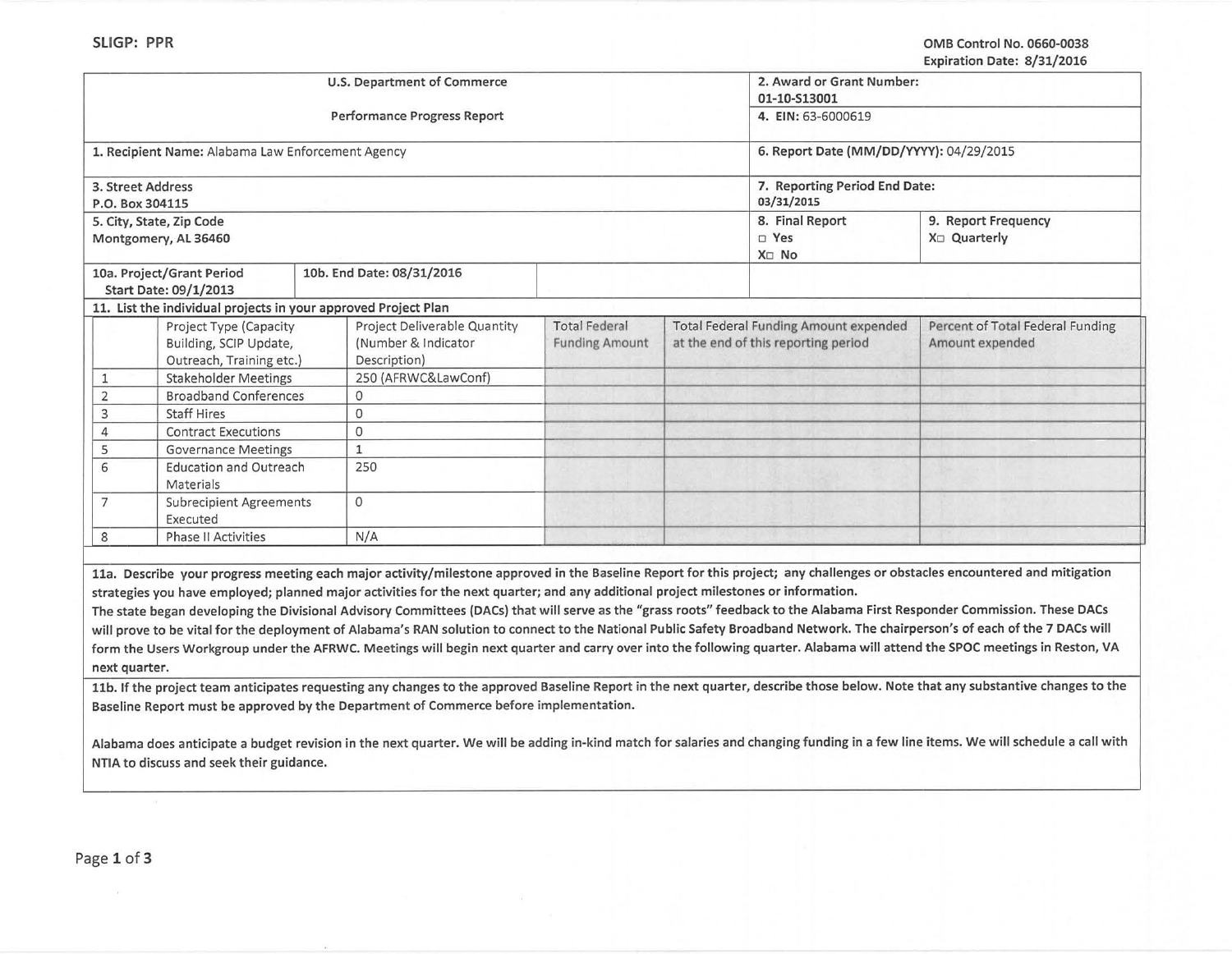SLIGP: PPR

OMB Control No. 0660-0038
Expiration Date: 8/31/2016

| U.S. Department of Commerce<br>Performance Progress Report | 2. Award or Grant Number: 01-10-S13001<br>4. EIN: 63-6000619 | |
|---|---|---|
| 1. Recipient Name: Alabama Law Enforcement Agency | 6. Report Date (MM/DD/YYYY): 04/29/2015 | |
| 3. Street Address<br>P.O. Box 304115 | 7. Reporting Period End Date: 03/31/2015 | |
| 5. City, State, Zip Code<br>Montgomery, AL 36460 | 8. Final Report<br>☐ Yes<br>X☐ No | 9. Report Frequency<br>X☐ Quarterly |
| 10a. Project/Grant Period Start Date: 09/1/2013 | 10b. End Date: 08/31/2016 | |

**11. List the individual projects in your approved Project Plan**

| | Project Type (Capacity Building, SCIP Update, Outreach, Training etc.) | Project Deliverable Quantity (Number & Indicator Description) | Total Federal Funding Amount | Total Federal Funding Amount expended at the end of this reporting period | Percent of Total Federal Funding Amount expended |
|---|---|---|---|---|---|
| 1 | Stakeholder Meetings | 250 (AFRWC&LawConf) | | | |
| 2 | Broadband Conferences | 0 | | | |
| 3 | Staff Hires | 0 | | | |
| 4 | Contract Executions | 0 | | | |
| 5 | Governance Meetings | 1 | | | |
| 6 | Education and Outreach Materials | 250 | | | |
| 7 | Subrecipient Agreements Executed | 0 | | | |
| 8 | Phase II Activities | N/A | | | |

**11a. Describe your progress meeting each major activity/milestone approved in the Baseline Report for this project; any challenges or obstacles encountered and mitigation strategies you have employed; planned major activities for the next quarter; and any additional project milestones or information.**

**The state began developing the Divisional Advisory Committees (DACs) that will serve as the "grass roots" feedback to the Alabama First Responder Commission. These DACs will prove to be vital for the deployment of Alabama's RAN solution to connect to the National Public Safety Broadband Network. The chairperson's of each of the 7 DACs will form the Users Workgroup under the AFRWC. Meetings will begin next quarter and carry over into the following quarter. Alabama will attend the SPOC meetings in Reston, VA next quarter.**

**11b. If the project team anticipates requesting any changes to the approved Baseline Report in the next quarter, describe those below. Note that any substantive changes to the Baseline Report must be approved by the Department of Commerce before implementation.**

**Alabama does anticipate a budget revision in the next quarter. We will be adding in-kind match for salaries and changing funding in a few line items. We will schedule a call with NTIA to discuss and seek their guidance.**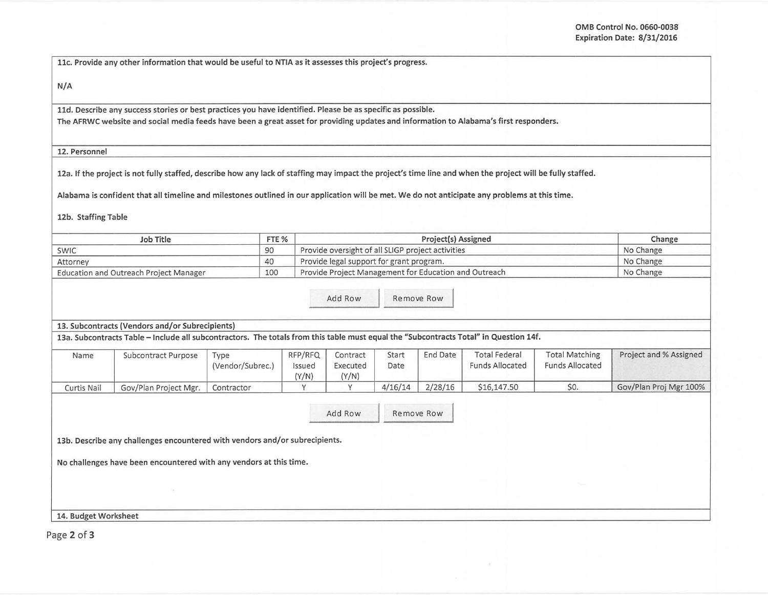**11c. Provide any other information that would be useful to NTIA as it assesses this project's progress.**

N/A

**11d. Describe any success stories or best practices you have identified. Please be as specific as possible.**

**The AFRWC website and social media feeds have been a great asset for providing updates and information to Alabama's first responders.**

**12. Personnel**

**12a. If the project is not fully staffed, describe how any lack of staffing may impact the project's time line and when the project will be fully staffed.**

**Alabama is confident that all timeline and milestones outlined in our application will be met. We do not anticipate any problems at this time.**

**12b. Staffing Table**

| Job Title | FTE % | Project(s) Assigned | Change |
|---|---|---|---|
| SWIC | 90 | Provide oversight of all SLIGP project activities | No Change |
| Attorney | 40 | Provide legal support for grant program. | No Change |
| Education and Outreach Project Manager | 100 | Provide Project Management for Education and Outreach | No Change |

**13. Subcontracts (Vendors and/or Subrecipients)**

**13a. Subcontracts Table – Include all subcontractors. The totals from this table must equal the "Subcontracts Total" in Question 14f.**

| Name | Subcontract Purpose | Type (Vendor/Subrec.) | RFP/RFQ Issued (Y/N) | Contract Executed (Y/N) | Start Date | End Date | Total Federal Funds Allocated | Total Matching Funds Allocated | Project and % Assigned |
|---|---|---|---|---|---|---|---|---|---|
| Curtis Nail | Gov/Plan Project Mgr. | Contractor | Y | Y | 4/16/14 | 2/28/16 | $16,147.50 | $0. | Gov/Plan Proj Mgr 100% |

**13b. Describe any challenges encountered with vendors and/or subrecipients.**

**No challenges have been encountered with any vendors at this time.**

**14. Budget Worksheet**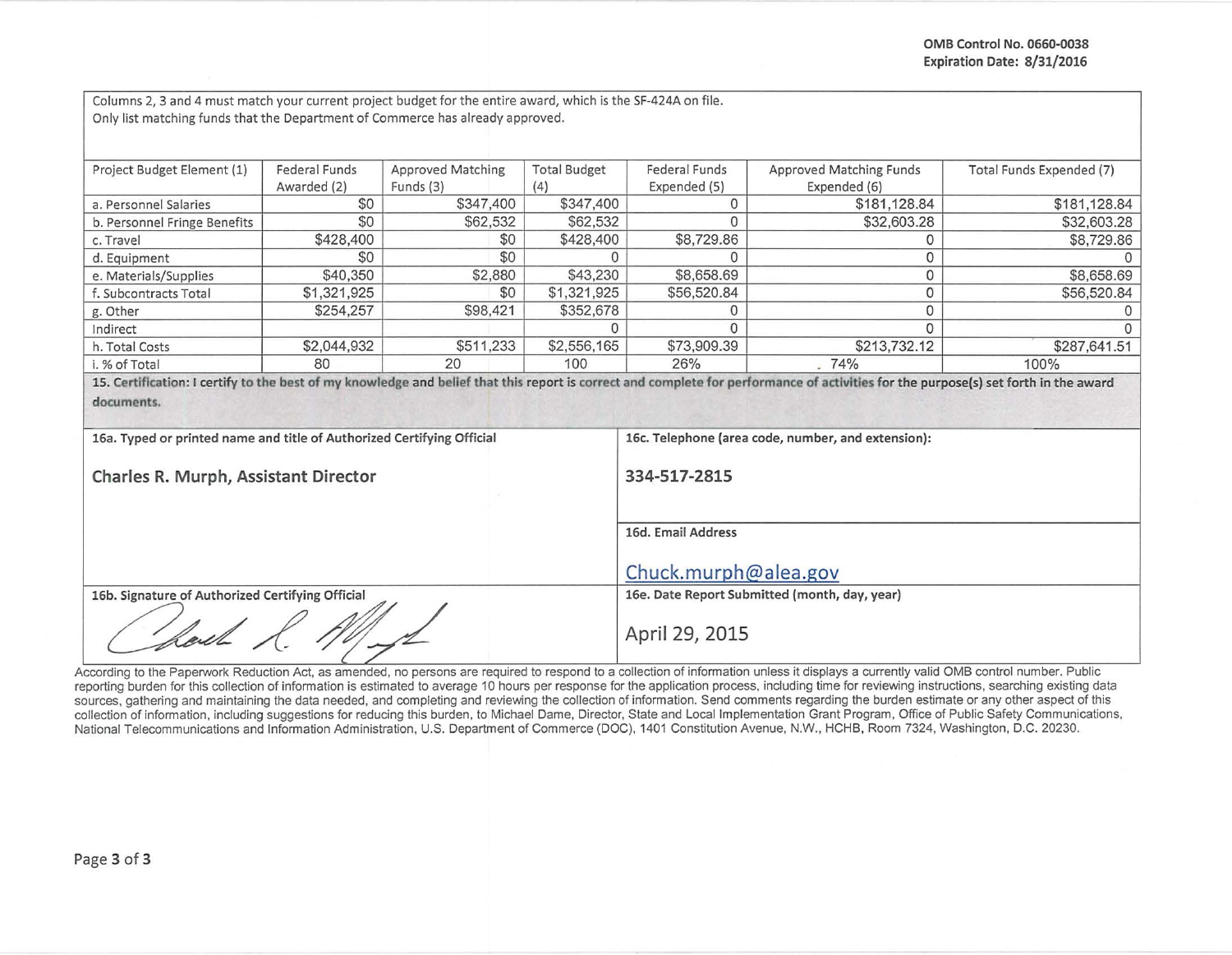OMB Control No. 0660-0038
Expiration Date: 8/31/2016

Columns 2, 3 and 4 must match your current project budget for the entire award, which is the SF-424A on file.
Only list matching funds that the Department of Commerce has already approved.

| Project Budget Element (1) | Federal Funds Awarded (2) | Approved Matching Funds (3) | Total Budget (4) | Federal Funds Expended (5) | Approved Matching Funds Expended (6) | Total Funds Expended (7) |
|---|---|---|---|---|---|---|
| a. Personnel Salaries | $0 | $347,400 | $347,400 | 0 | $181,128.84 | $181,128.84 |
| b. Personnel Fringe Benefits | $0 | $62,532 | $62,532 | 0 | $32,603.28 | $32,603.28 |
| c. Travel | $428,400 | $0 | $428,400 | $8,729.86 | 0 | $8,729.86 |
| d. Equipment | $0 | $0 | 0 | 0 | 0 | 0 |
| e. Materials/Supplies | $40,350 | $2,880 | $43,230 | $8,658.69 | 0 | $8,658.69 |
| f. Subcontracts Total | $1,321,925 | $0 | $1,321,925 | $56,520.84 | 0 | $56,520.84 |
| g. Other | $254,257 | $98,421 | $352,678 | 0 | 0 | 0 |
| Indirect | | | 0 | 0 | 0 | 0 |
| h. Total Costs | $2,044,932 | $511,233 | $2,556,165 | $73,909.39 | $213,732.12 | $287,641.51 |
| i. % of Total | 80 | 20 | 100 | 26% | 74% | 100% |

**15. Certification: I certify to the best of my knowledge and belief that this report is correct and complete for performance of activities for the purpose(s) set forth in the award documents.**

| | |
|---|---|
| **16a. Typed or printed name and title of Authorized Certifying Official**<br>Charles R. Murph, Assistant Director | **16c. Telephone (area code, number, and extension):**<br>334-517-2815 |
| | **16d. Email Address**<br>Chuck.murph@alea.gov |
| **16b. Signature of Authorized Certifying Official**<br>*(signature)* | **16e. Date Report Submitted (month, day, year)**<br>April 29, 2015 |

According to the Paperwork Reduction Act, as amended, no persons are required to respond to a collection of information unless it displays a currently valid OMB control number. Public reporting burden for this collection of information is estimated to average 10 hours per response for the application process, including time for reviewing instructions, searching existing data sources, gathering and maintaining the data needed, and completing and reviewing the collection of information. Send comments regarding the burden estimate or any other aspect of this collection of information, including suggestions for reducing this burden, to Michael Dame, Director, State and Local Implementation Grant Program, Office of Public Safety Communications, National Telecommunications and Information Administration, U.S. Department of Commerce (DOC), 1401 Constitution Avenue, N.W., HCHB, Room 7324, Washington, D.C. 20230.